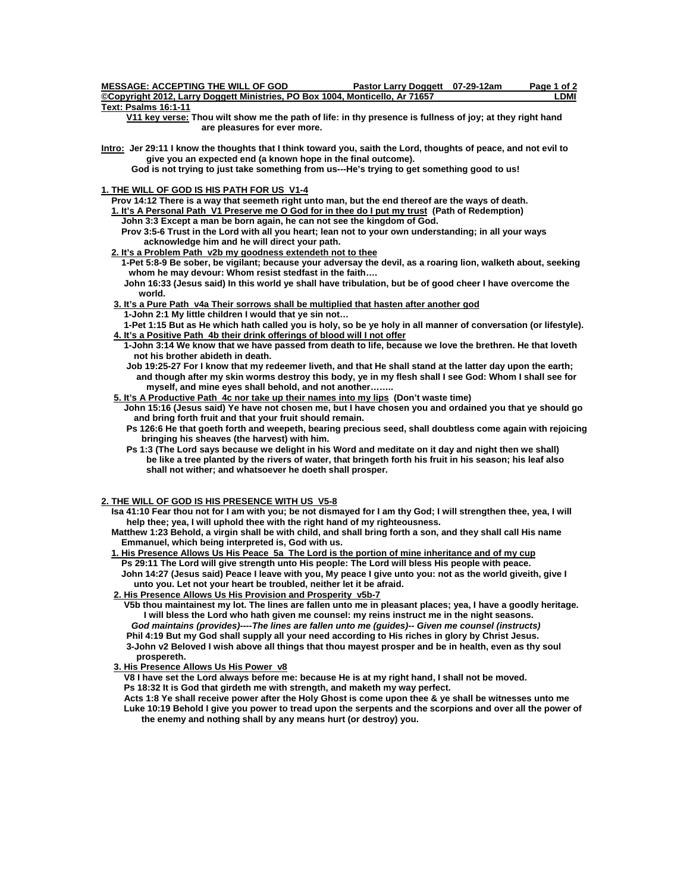**MESSAGE: ACCEPTING THE WILL OF GOD** **Pastor Larry Doggett 07-29-12am**

**©Copyright 2012, Larry Doggett Ministries, PO Box 1004, Monticello, Ar 71657** **LDMI**

**Text: Psalms 16:1-11**

**V11 key verse: Thou wilt show me the path of life: in thy presence is fullness of joy; at they right hand are pleasures for ever more.**

**Intro: Jer 29:11 I know the thoughts that I think toward you, saith the Lord, thoughts of peace, and not evil to give you an expected end (a known hope in the final outcome).**

**God is not trying to just take something from us---He's trying to get something good to us!**

## 1. THE WILL OF GOD IS HIS PATH FOR US V1-4

**Prov 14:12 There is a way that seemeth right unto man, but the end thereof are the ways of death.**

**1. It's A Personal Path V1 Preserve me O God for in thee do I put my trust (Path of Redemption)**

**John 3:3 Except a man be born again, he can not see the kingdom of God.**

**Prov 3:5-6 Trust in the Lord with all you heart; lean not to your own understanding; in all your ways acknowledge him and he will direct your path.**

**2. It's a Problem Path v2b my goodness extendeth not to thee**

**1-Pet 5:8-9 Be sober, be vigilant; because your adversay the devil, as a roaring lion, walketh about, seeking whom he may devour: Whom resist stedfast in the faith….**

**John 16:33 (Jesus said) In this world ye shall have tribulation, but be of good cheer I have overcome the world.**

**3. It's a Pure Path v4a Their sorrows shall be multiplied that hasten after another god**

**1-John 2:1 My little children I would that ye sin not…**

**1-Pet 1:15 But as He which hath called you is holy, so be ye holy in all manner of conversation (or lifestyle).**

**4. It's a Positive Path 4b their drink offerings of blood will I not offer**

**1-John 3:14 We know that we have passed from death to life, because we love the brethren. He that loveth not his brother abideth in death.**

**Job 19:25-27 For I know that my redeemer liveth, and that He shall stand at the latter day upon the earth; and though after my skin worms destroy this body, ye in my flesh shall I see God: Whom I shall see for myself, and mine eyes shall behold, and not another……..**

**5. It's A Productive Path 4c nor take up their names into my lips (Don't waste time)**

**John 15:16 (Jesus said) Ye have not chosen me, but I have chosen you and ordained you that ye should go and bring forth fruit and that your fruit should remain.**

**Ps 126:6 He that goeth forth and weepeth, bearing precious seed, shall doubtless come again with rejoicing bringing his sheaves (the harvest) with him.**

**Ps 1:3 (The Lord says because we delight in his Word and meditate on it day and night then we shall) be like a tree planted by the rivers of water, that bringeth forth his fruit in his season; his leaf also shall not wither; and whatsoever he doeth shall prosper.**

## 2. THE WILL OF GOD IS HIS PRESENCE WITH US V5-8

**Isa 41:10 Fear thou not for I am with you; be not dismayed for I am thy God; I will strengthen thee, yea, I will help thee; yea, I will uphold thee with the right hand of my righteousness.**

**Matthew 1:23 Behold, a virgin shall be with child, and shall bring forth a son, and they shall call His name Emmanuel, which being interpreted is, God with us.**

**1. His Presence Allows Us His Peace 5a The Lord is the portion of mine inheritance and of my cup**

**Ps 29:11 The Lord will give strength unto His people: The Lord will bless His people with peace.**

**John 14:27 (Jesus said) Peace I leave with you, My peace I give unto you: not as the world giveith, give I unto you. Let not your heart be troubled, neither let it be afraid.**

**2. His Presence Allows Us His Provision and Prosperity v5b-7**

**V5b thou maintainest my lot. The lines are fallen unto me in pleasant places; yea, I have a goodly heritage. I will bless the Lord who hath given me counsel: my reins instruct me in the night seasons.**

***God maintains (provides)----The lines are fallen unto me (guides)-- Given me counsel (instructs)***

**Phil 4:19 But my God shall supply all your need according to His riches in glory by Christ Jesus.**

**3-John v2 Beloved I wish above all things that thou mayest prosper and be in health, even as thy soul prospereth.**

**3. His Presence Allows Us His Power v8**

**V8 I have set the Lord always before me: because He is at my right hand, I shall not be moved.**

**Ps 18:32 It is God that girdeth me with strength, and maketh my way perfect.**

**Acts 1:8 Ye shall receive power after the Holy Ghost is come upon thee & ye shall be witnesses unto me**

**Luke 10:19 Behold I give you power to tread upon the serpents and the scorpions and over all the power of the enemy and nothing shall by any means hurt (or destroy) you.**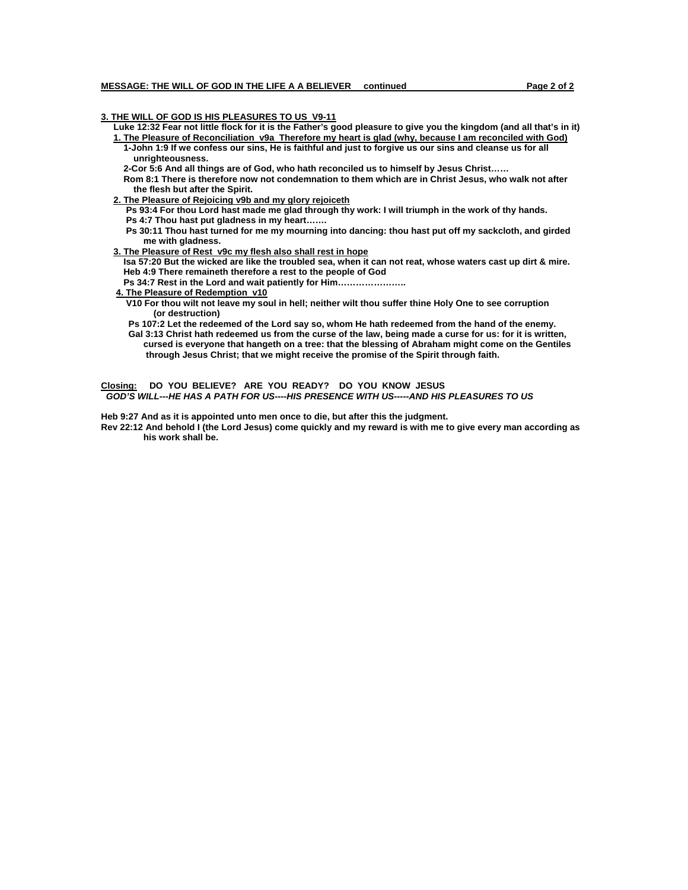**3. THE WILL OF GOD IS HIS PLEASURES TO US V9-11**

**Luke 12:32 Fear not little flock for it is the Father's good pleasure to give you the kingdom (and all that's in it)**

**1. The Pleasure of Reconciliation v9a Therefore my heart is glad (why, because I am reconciled with God)**

**1-John 1:9 If we confess our sins, He is faithful and just to forgive us our sins and cleanse us for all unrighteousness.**

**2-Cor 5:6 And all things are of God, who hath reconciled us to himself by Jesus Christ……**

**Rom 8:1 There is therefore now not condemnation to them which are in Christ Jesus, who walk not after the flesh but after the Spirit.**

**2. The Pleasure of Rejoicing v9b and my glory rejoiceth**

**Ps 93:4 For thou Lord hast made me glad through thy work: I will triumph in the work of thy hands.**

**Ps 4:7 Thou hast put gladness in my heart…….**

**Ps 30:11 Thou hast turned for me my mourning into dancing: thou hast put off my sackcloth, and girded me with gladness.**

**3. The Pleasure of Rest v9c my flesh also shall rest in hope**

**Isa 57:20 But the wicked are like the troubled sea, when it can not reat, whose waters cast up dirt & mire.**

**Heb 4:9 There remaineth therefore a rest to the people of God**

**Ps 34:7 Rest in the Lord and wait patiently for Him………………….**

**4. The Pleasure of Redemption v10**

**V10 For thou wilt not leave my soul in hell; neither wilt thou suffer thine Holy One to see corruption (or destruction)**

**Ps 107:2 Let the redeemed of the Lord say so, whom He hath redeemed from the hand of the enemy.**

**Gal 3:13 Christ hath redeemed us from the curse of the law, being made a curse for us: for it is written, cursed is everyone that hangeth on a tree: that the blessing of Abraham might come on the Gentiles through Jesus Christ; that we might receive the promise of the Spirit through faith.**

**Closing: DO YOU BELIEVE? ARE YOU READY? DO YOU KNOW JESUS**

***GOD'S WILL---HE HAS A PATH FOR US----HIS PRESENCE WITH US-----AND HIS PLEASURES TO US***

**Heb 9:27 And as it is appointed unto men once to die, but after this the judgment.**

**Rev 22:12 And behold I (the Lord Jesus) come quickly and my reward is with me to give every man according as his work shall be.**